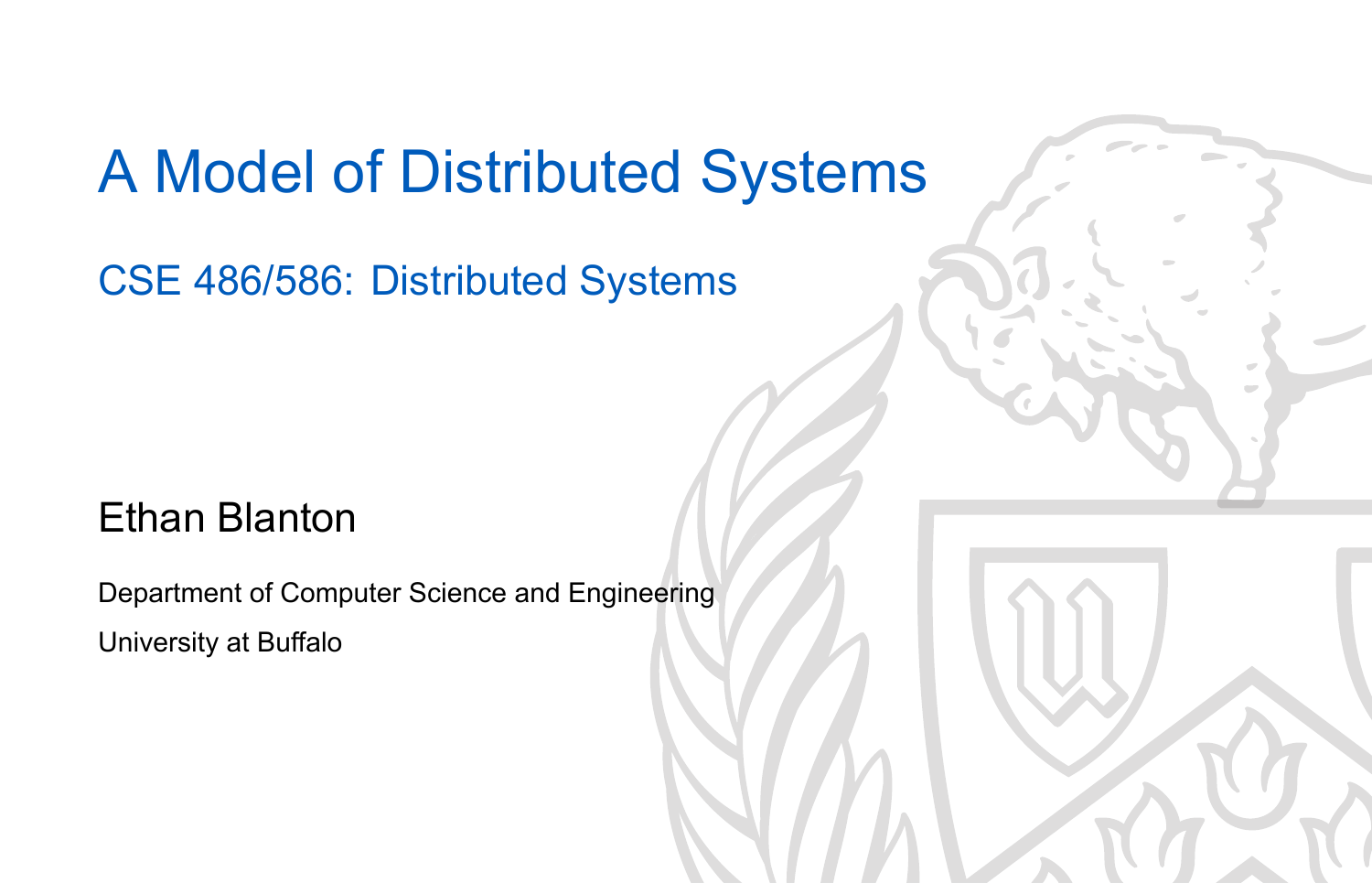# A Model of Distributed Systems

## CSE 486/586: Distributed Systems

Ethan Blanton

Department of Computer Science and Engineering

University at Buffalo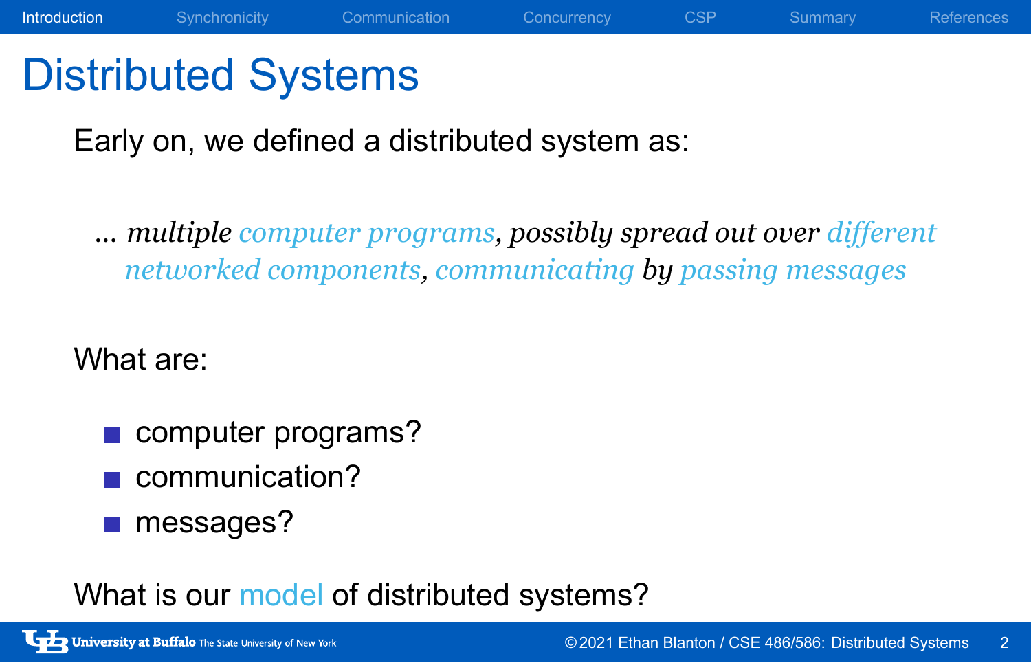# Distributed Systems

Early on, we defined a distributed system as:

> *… multiple computer programs, possibly spread out over different networked components, communicating by passing messages*

What are:

- computer programs?
- communication?
- messages?

What is our model of distributed systems?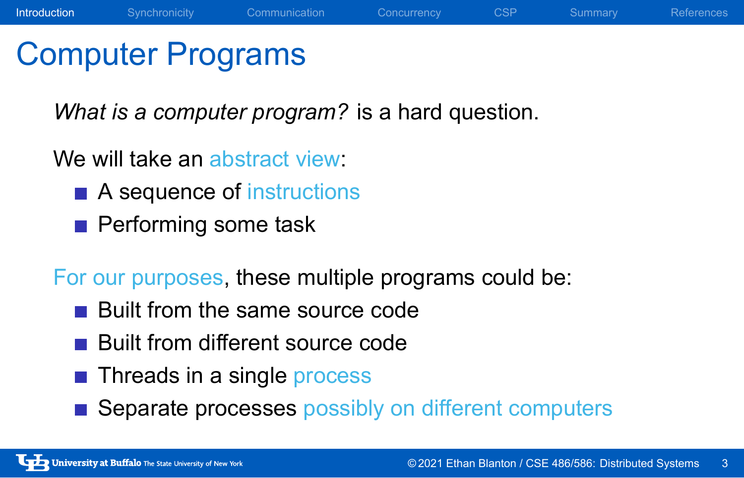# Computer Programs

*What is a computer program?* is a hard question.

We will take an abstract view:

- A sequence of instructions
- Performing some task

For our purposes, these multiple programs could be:

- Built from the same source code
- Built from different source code
- Threads in a single process
- Separate processes possibly on different computers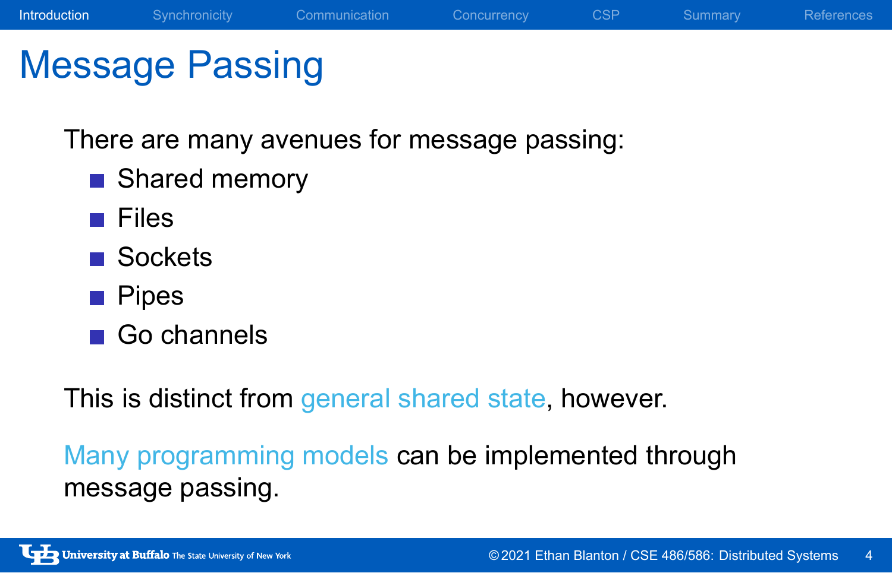# Message Passing

There are many avenues for message passing:

- Shared memory
- Files
- Sockets
- Pipes
- Go channels

This is distinct from general shared state, however.

Many programming models can be implemented through message passing.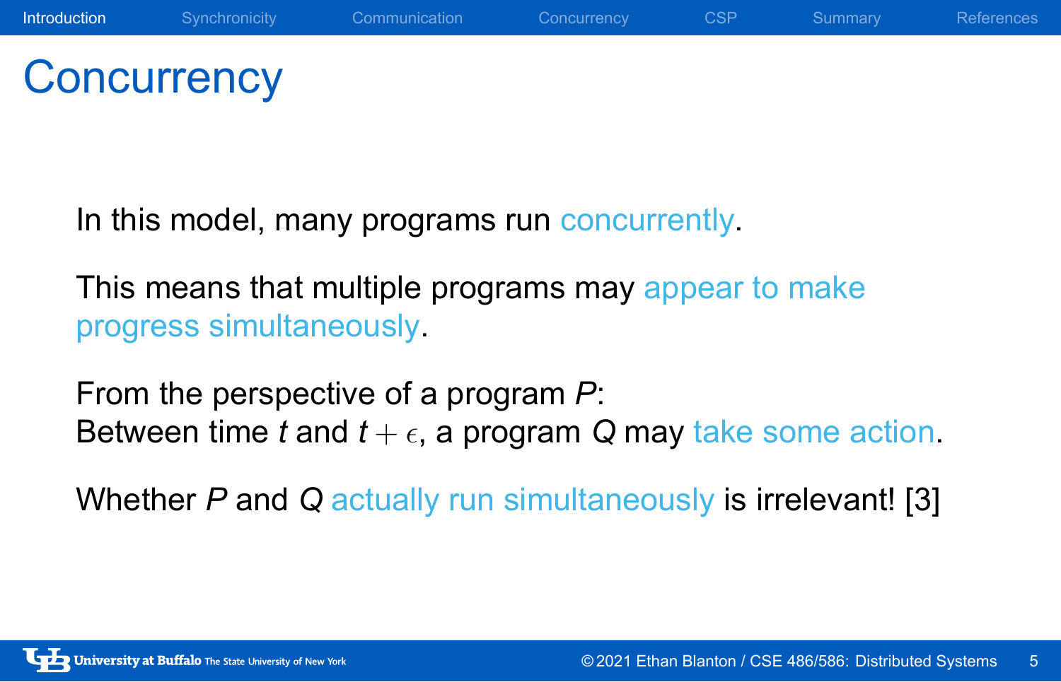# Concurrency

In this model, many programs run concurrently.

This means that multiple programs may appear to make progress simultaneously.

From the perspective of a program $P$:
Between time $t$ and $t + \epsilon$, a program $Q$ may take some action.

Whether $P$ and $Q$ actually run simultaneously is irrelevant! [3]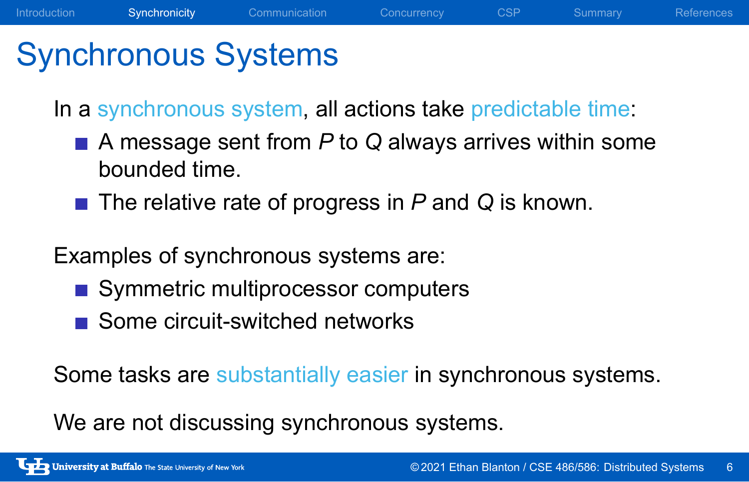# Synchronous Systems

In a synchronous system, all actions take predictable time:

- A message sent from $P$ to $Q$ always arrives within some bounded time.
- The relative rate of progress in $P$ and $Q$ is known.

Examples of synchronous systems are:

- Symmetric multiprocessor computers
- Some circuit-switched networks

Some tasks are substantially easier in synchronous systems.

We are not discussing synchronous systems.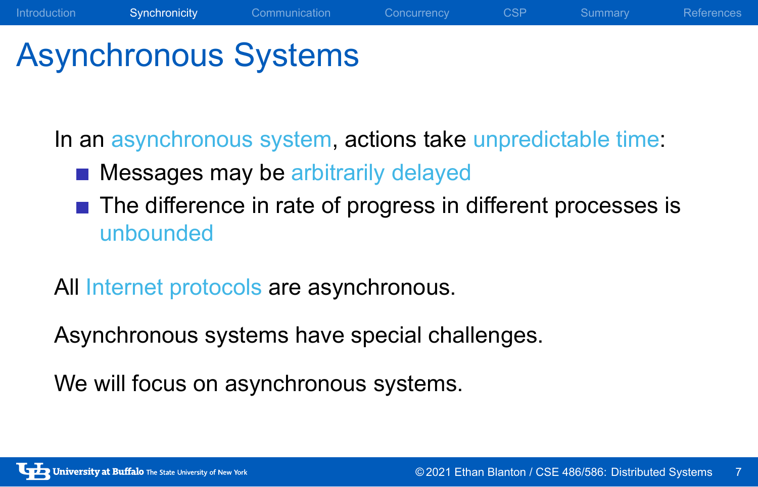# Asynchronous Systems

In an asynchronous system, actions take unpredictable time:

- Messages may be arbitrarily delayed
- The difference in rate of progress in different processes is unbounded

All Internet protocols are asynchronous.

Asynchronous systems have special challenges.

We will focus on asynchronous systems.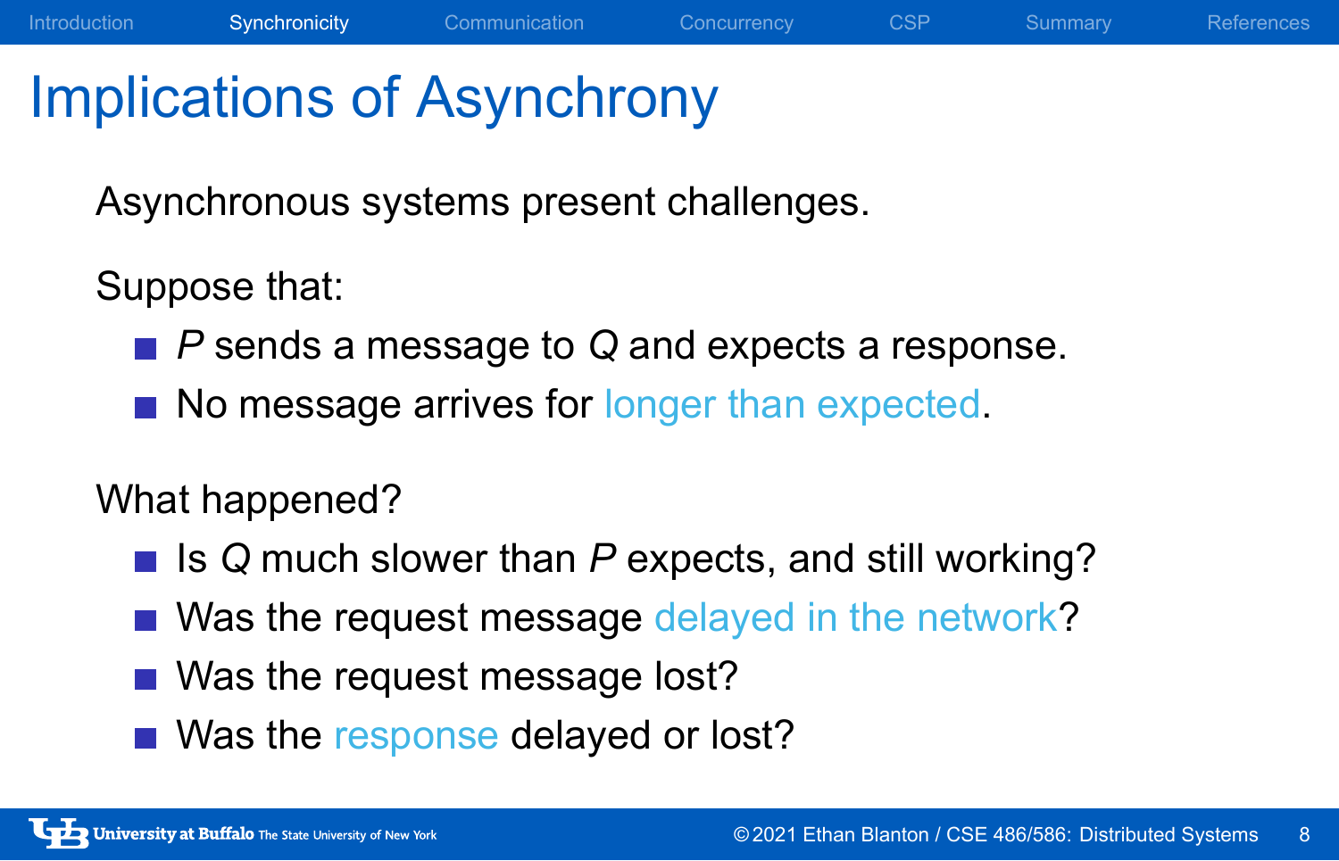# Implications of Asynchrony

Asynchronous systems present challenges.

Suppose that:

- *P* sends a message to *Q* and expects a response.
- No message arrives for longer than expected.

What happened?

- Is *Q* much slower than *P* expects, and still working?
- Was the request message delayed in the network?
- Was the request message lost?
- Was the response delayed or lost?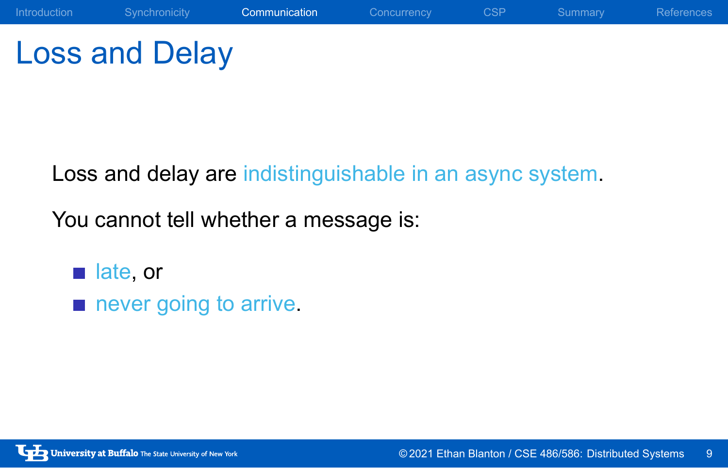# Loss and Delay

Loss and delay are indistinguishable in an async system.

You cannot tell whether a message is:

- late, or
- never going to arrive.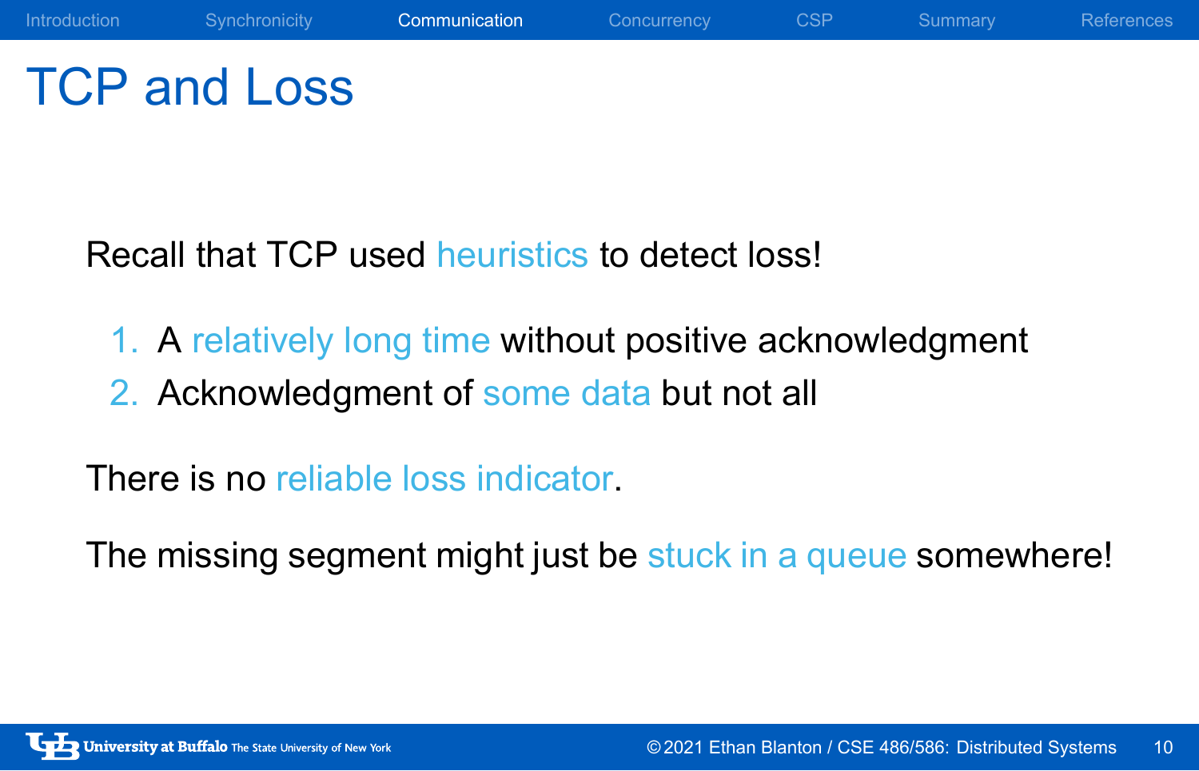# TCP and Loss

Recall that TCP used heuristics to detect loss!

1. A relatively long time without positive acknowledgment
2. Acknowledgment of some data but not all

There is no reliable loss indicator.

The missing segment might just be stuck in a queue somewhere!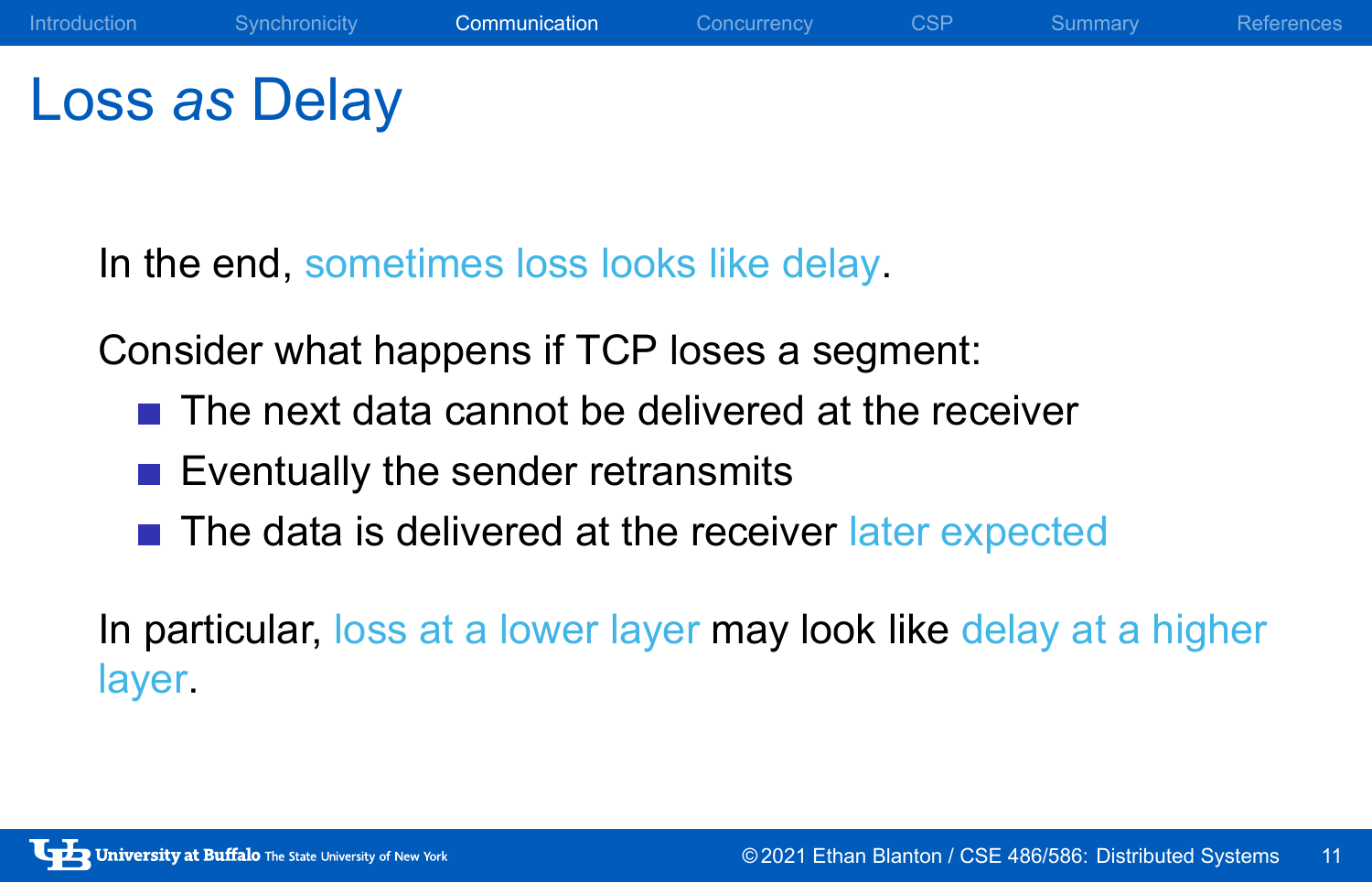# Loss *as* Delay

In the end, sometimes loss looks like delay.

Consider what happens if TCP loses a segment:

- The next data cannot be delivered at the receiver
- Eventually the sender retransmits
- The data is delivered at the receiver later expected

In particular, loss at a lower layer may look like delay at a higher layer.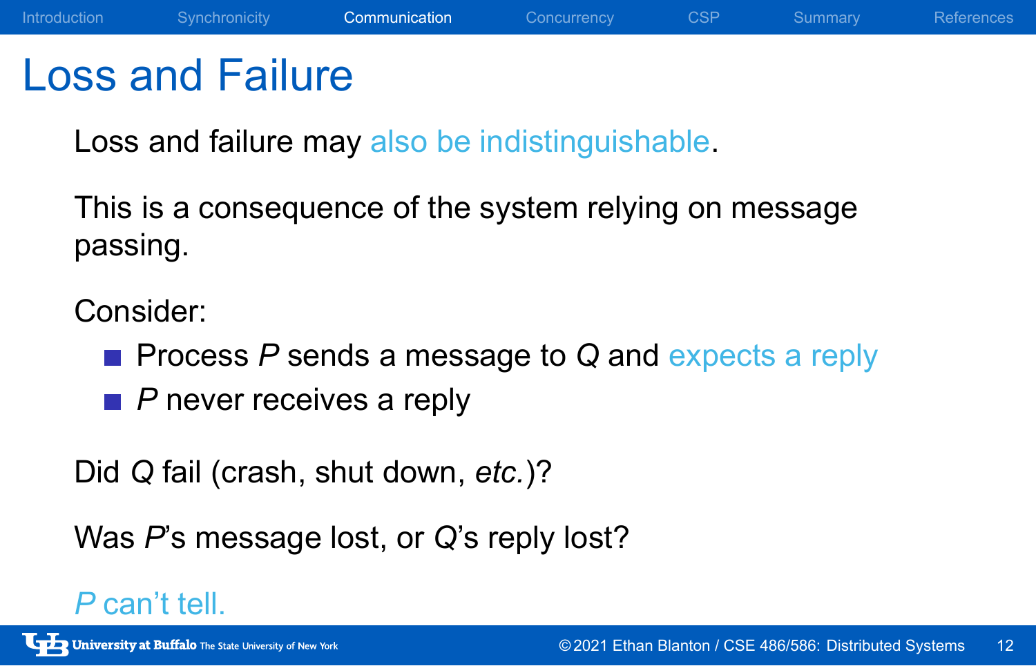# Loss and Failure

Loss and failure may also be indistinguishable.

This is a consequence of the system relying on message passing.

Consider:

- Process *P* sends a message to *Q* and expects a reply
- *P* never receives a reply

Did *Q* fail (crash, shut down, *etc.*)?

Was *P*'s message lost, or *Q*'s reply lost?

*P* can't tell.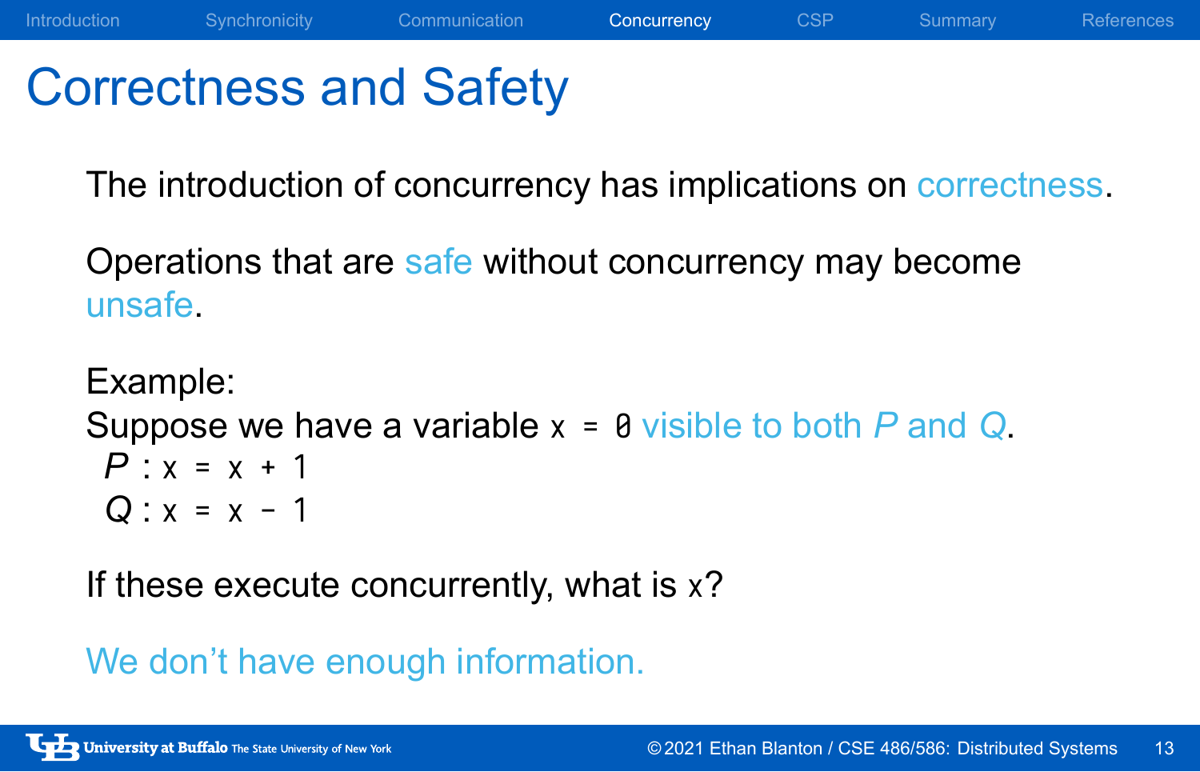# Correctness and Safety

The introduction of concurrency has implications on correctness.

Operations that are safe without concurrency may become unsafe.

Example:
Suppose we have a variable `x = 0` visible to both $P$ and $Q$.

$P$ : `x = x + 1`
$Q$ : `x = x - 1`

If these execute concurrently, what is `x`?

We don't have enough information.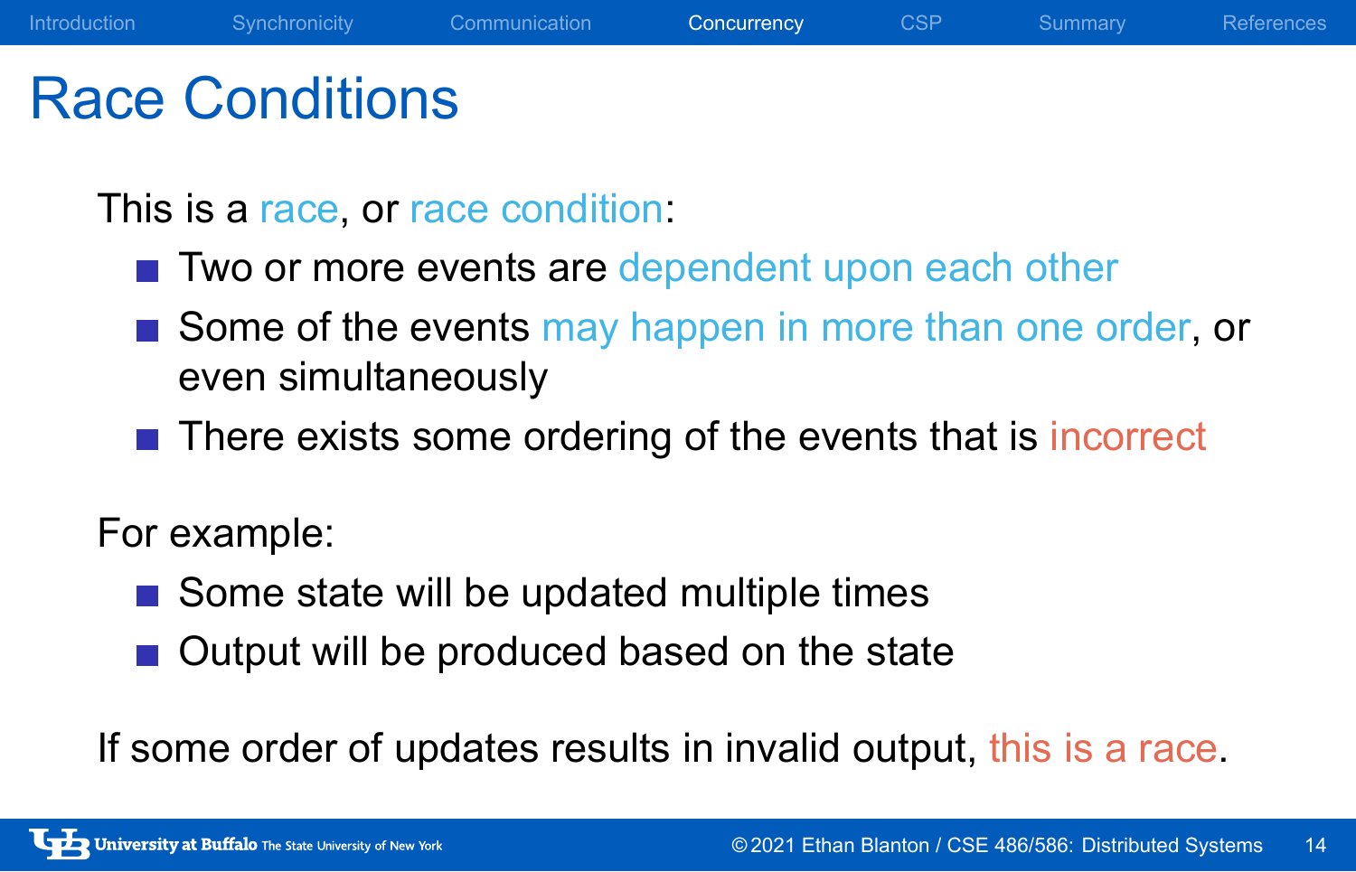# Race Conditions

This is a race, or race condition:

- Two or more events are dependent upon each other
- Some of the events may happen in more than one order, or even simultaneously
- There exists some ordering of the events that is incorrect

For example:

- Some state will be updated multiple times
- Output will be produced based on the state

If some order of updates results in invalid output, this is a race.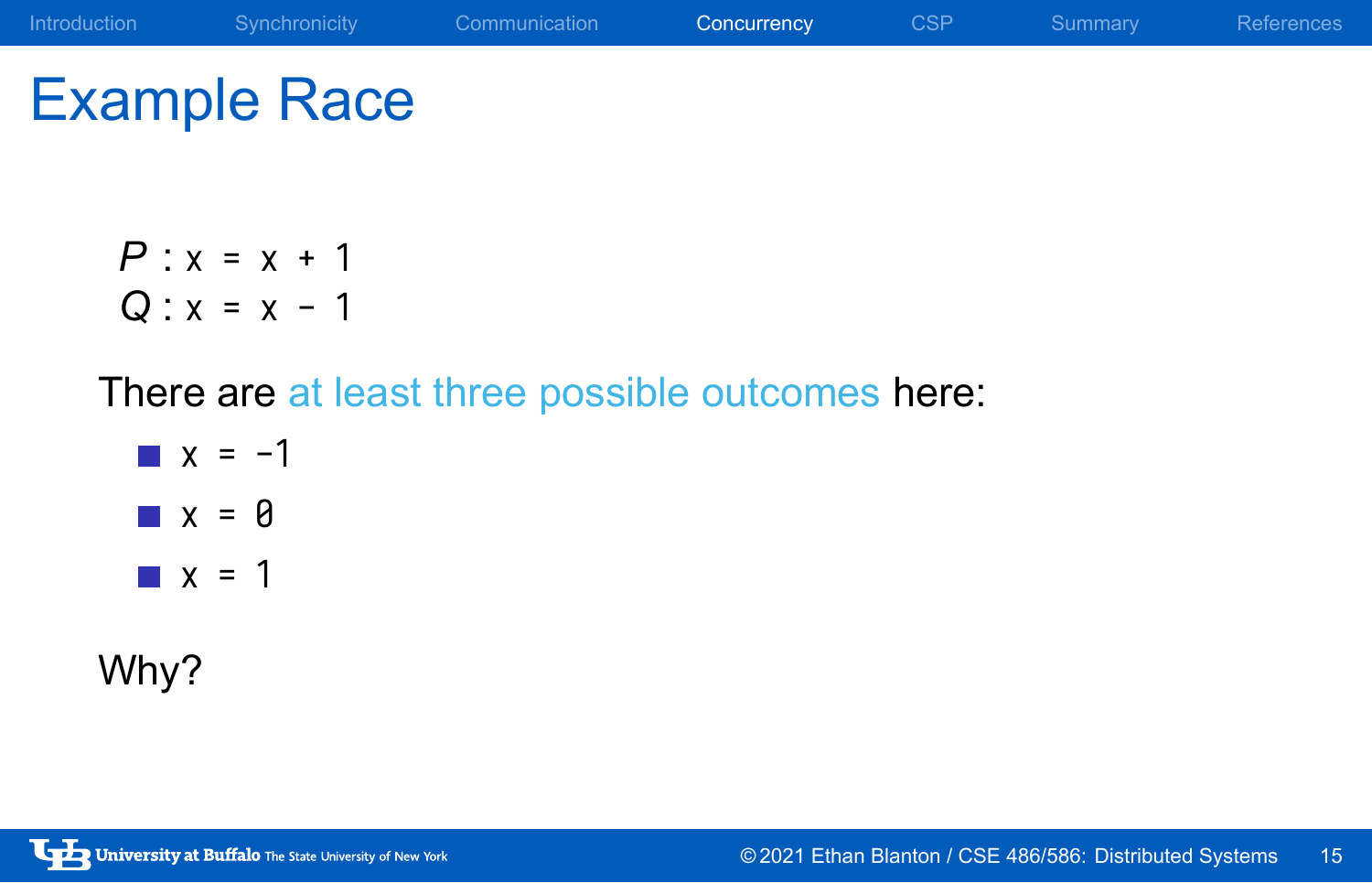# Example Race

$P$ : `x = x + 1`
$Q$ : `x = x - 1`

There are at least three possible outcomes here:

- `x = -1`
- `x = 0`
- `x = 1`

Why?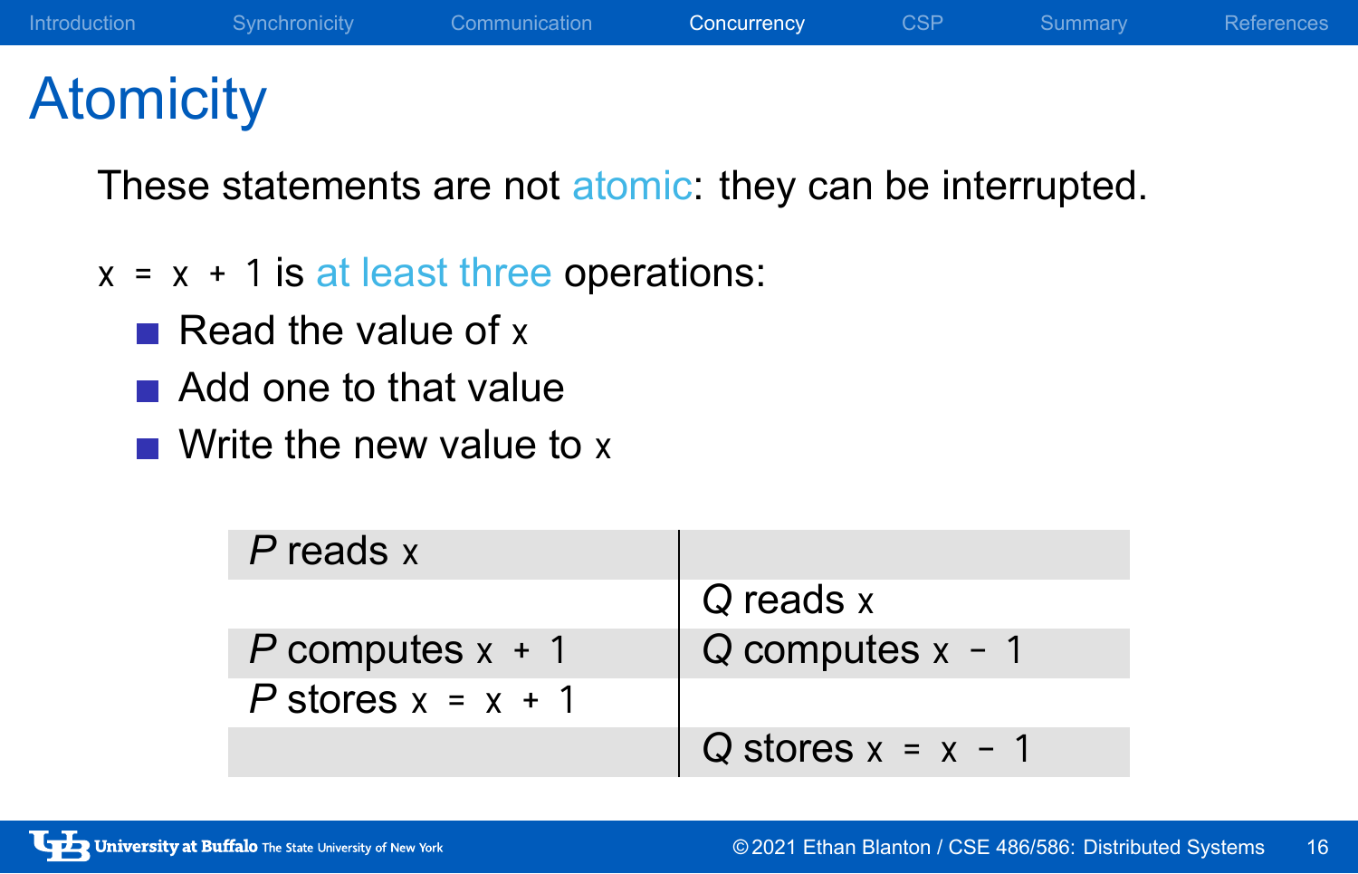# Atomicity

These statements are not atomic: they can be interrupted.

`x = x + 1` is at least three operations:

- Read the value of `x`
- Add one to that value
- Write the new value to `x`

| | |
|---|---|
| *P* reads `x` | |
| | *Q* reads `x` |
| *P* computes `x + 1` | *Q* computes `x - 1` |
| *P* stores `x = x + 1` | |
| | *Q* stores `x = x - 1` |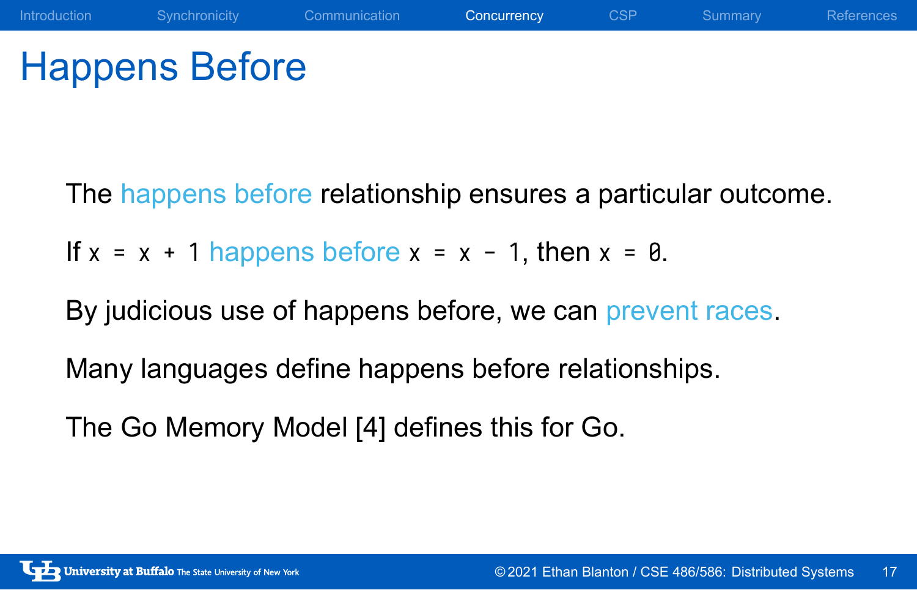# Happens Before

The happens before relationship ensures a particular outcome.

If `x = x + 1` happens before `x = x - 1`, then `x = 0`.

By judicious use of happens before, we can prevent races.

Many languages define happens before relationships.

The Go Memory Model [4] defines this for Go.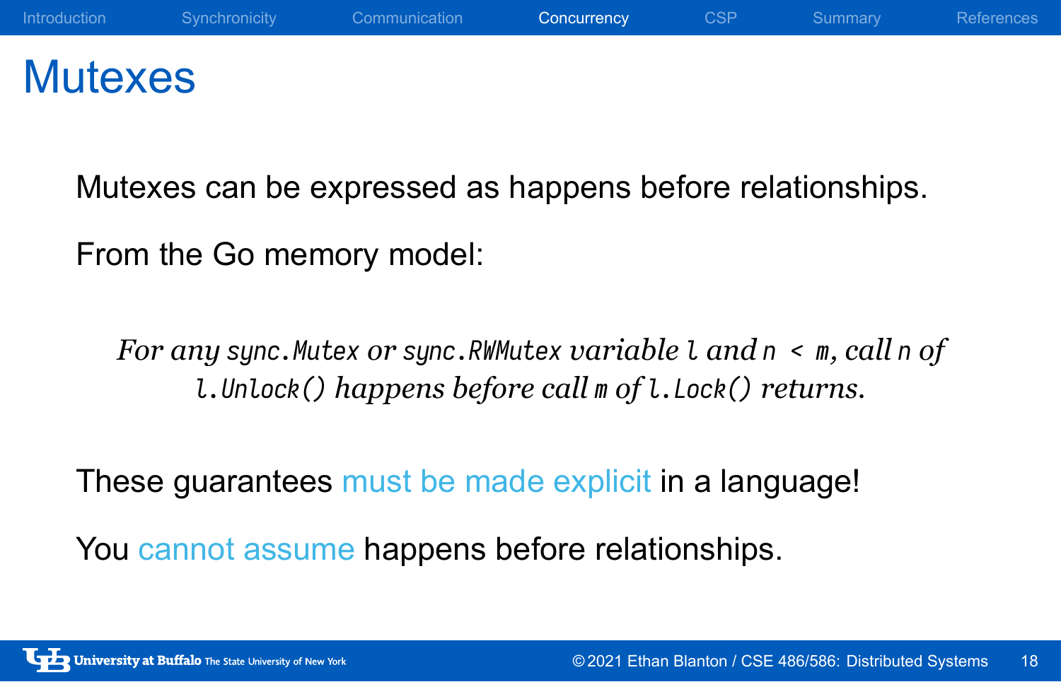# Mutexes

Mutexes can be expressed as happens before relationships.

From the Go memory model:

> *For any `sync.Mutex` or `sync.RWMutex` variable `l` and `n < m`, call `n` of `l.Unlock()` happens before call `m` of `l.Lock()` returns.*

These guarantees must be made explicit in a language!

You cannot assume happens before relationships.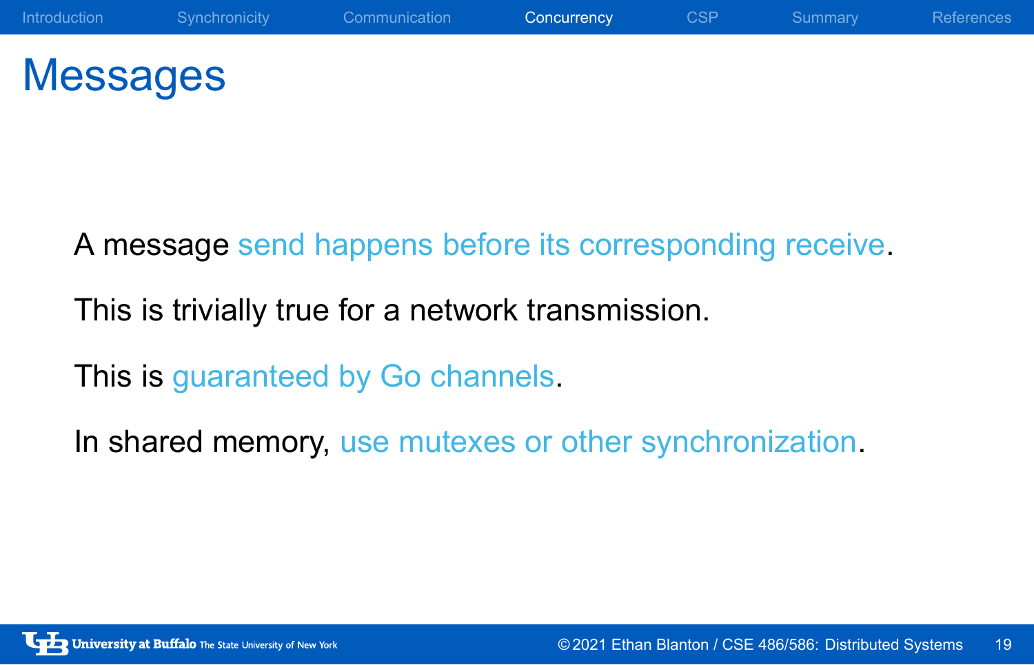# Messages

A message send happens before its corresponding receive.

This is trivially true for a network transmission.

This is guaranteed by Go channels.

In shared memory, use mutexes or other synchronization.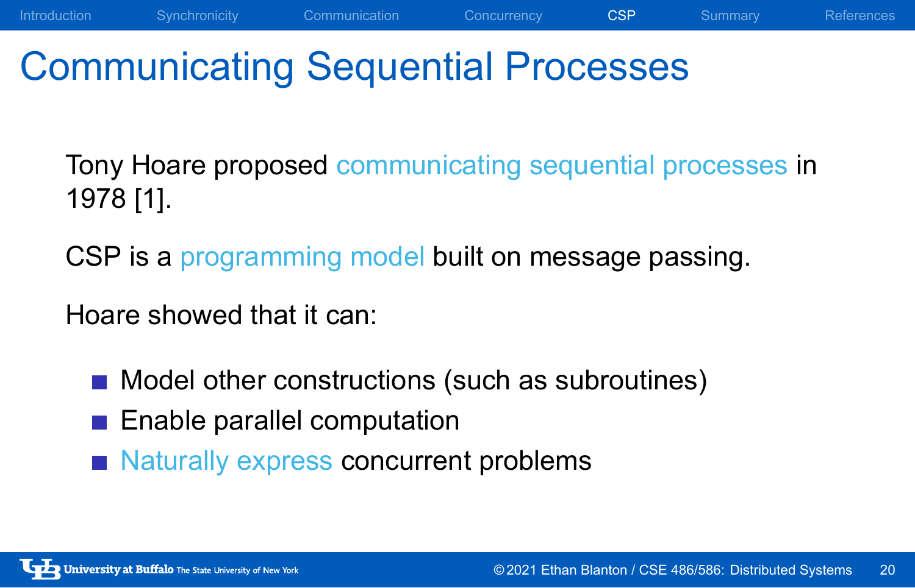# Communicating Sequential Processes

Tony Hoare proposed communicating sequential processes in 1978 [1].

CSP is a programming model built on message passing.

Hoare showed that it can:

- Model other constructions (such as subroutines)
- Enable parallel computation
- Naturally express concurrent problems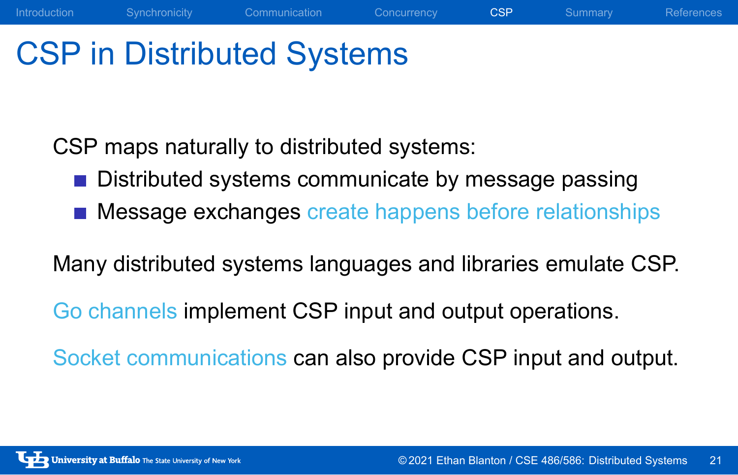# CSP in Distributed Systems

CSP maps naturally to distributed systems:

- Distributed systems communicate by message passing
- Message exchanges create happens before relationships

Many distributed systems languages and libraries emulate CSP.

Go channels implement CSP input and output operations.

Socket communications can also provide CSP input and output.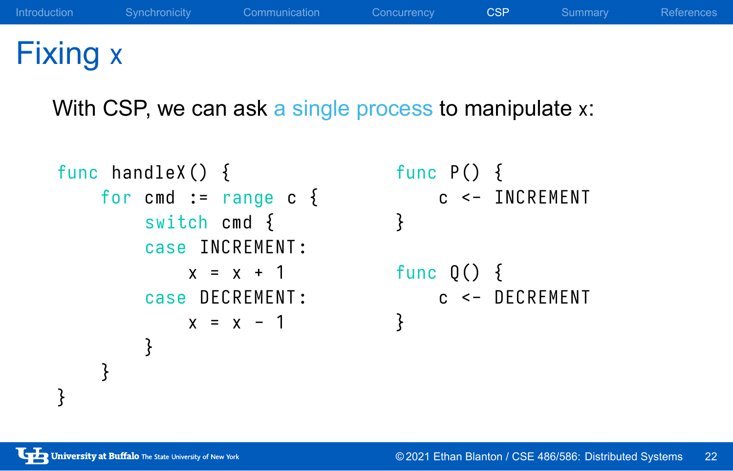# Fixing x

With CSP, we can ask a single process to manipulate x:

```
func handleX() {
    for cmd := range c {
        switch cmd {
        case INCREMENT:
            x = x + 1
        case DECREMENT:
            x = x - 1
        }
    }
}
```

```
func P() {
    c <- INCREMENT
}

func Q() {
    c <- DECREMENT
}
```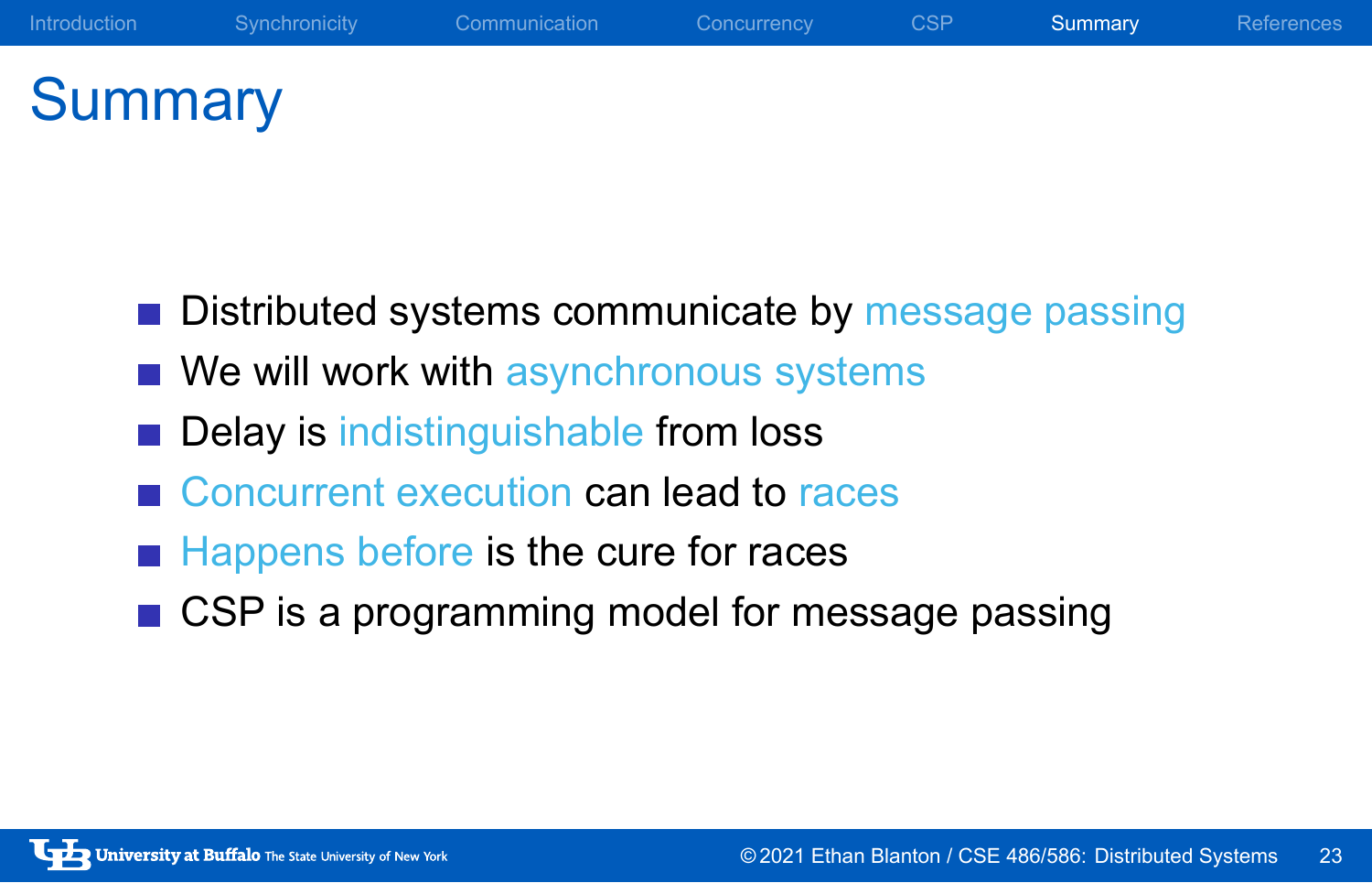# Summary

- Distributed systems communicate by message passing
- We will work with asynchronous systems
- Delay is indistinguishable from loss
- Concurrent execution can lead to races
- Happens before is the cure for races
- CSP is a programming model for message passing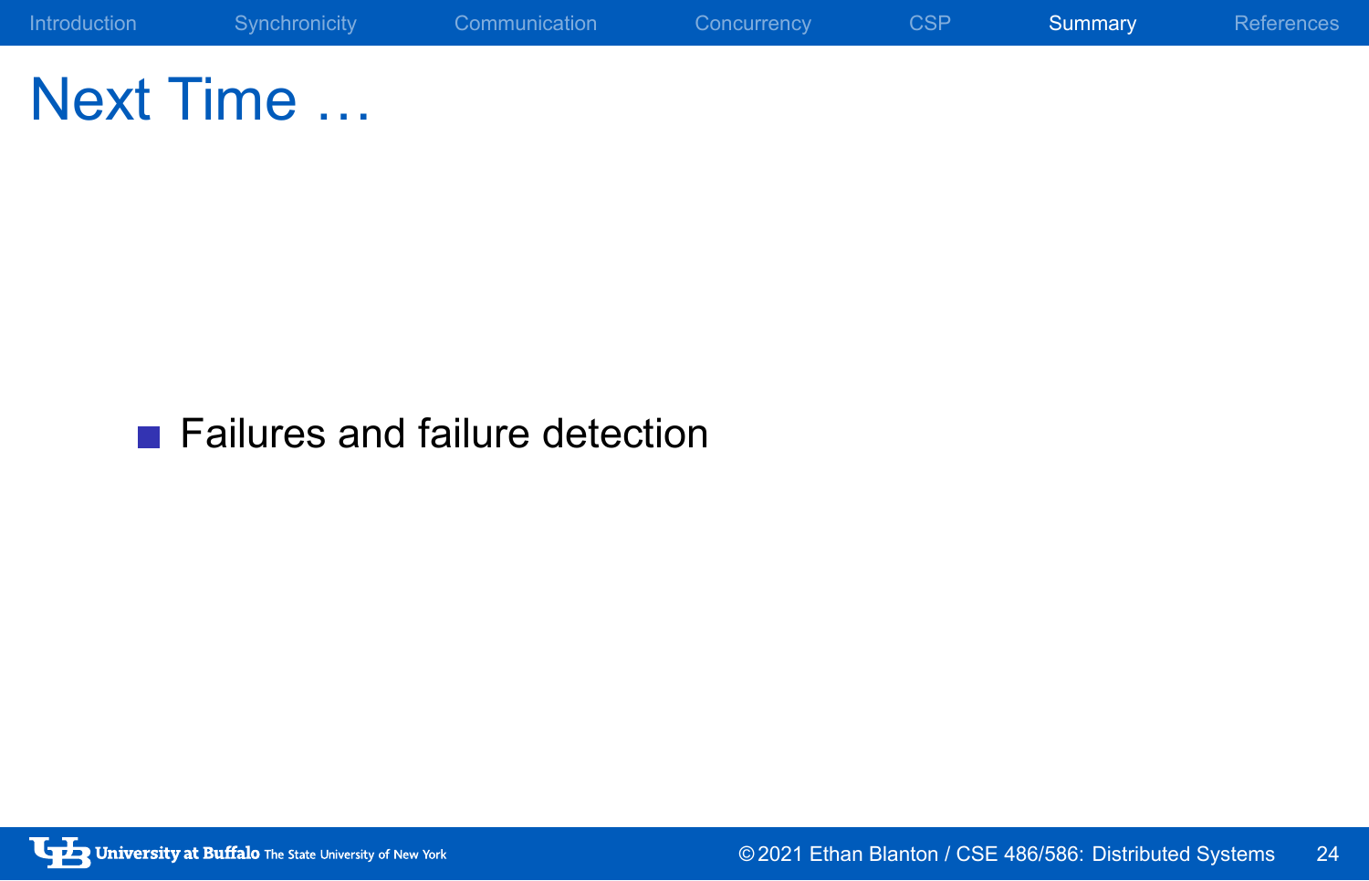# Next Time …

- Failures and failure detection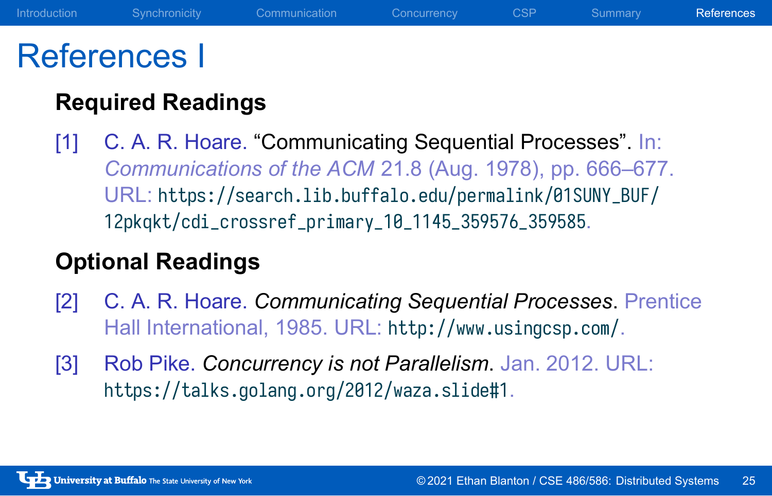# References I

## Required Readings

[1] C. A. R. Hoare. "Communicating Sequential Processes". In: *Communications of the ACM* 21.8 (Aug. 1978), pp. 666–677. URL: https://search.lib.buffalo.edu/permalink/01SUNY_BUF/12pkqkt/cdi_crossref_primary_10_1145_359576_359585.

## Optional Readings

[2] C. A. R. Hoare. *Communicating Sequential Processes*. Prentice Hall International, 1985. URL: http://www.usingcsp.com/.

[3] Rob Pike. *Concurrency is not Parallelism*. Jan. 2012. URL: https://talks.golang.org/2012/waza.slide#1.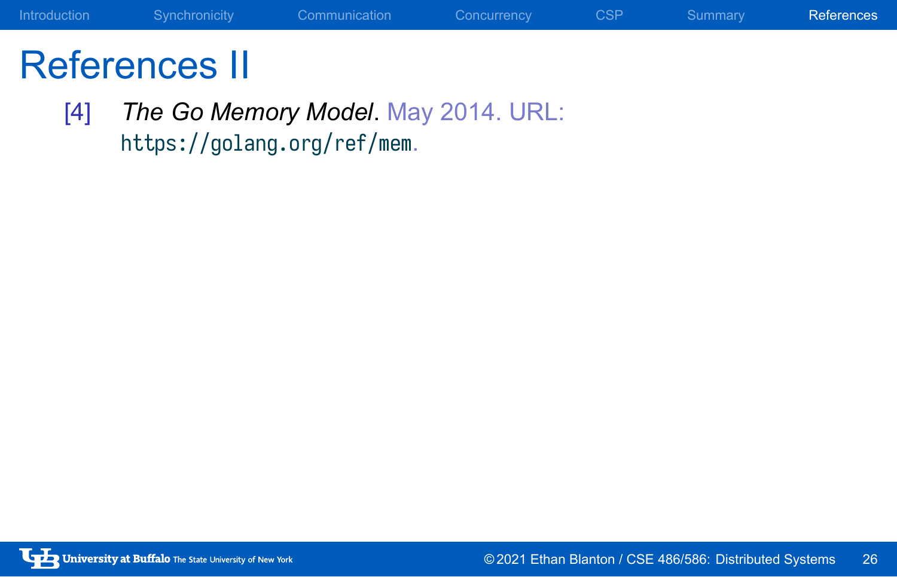# References II

[4] *The Go Memory Model*. May 2014. URL: https://golang.org/ref/mem.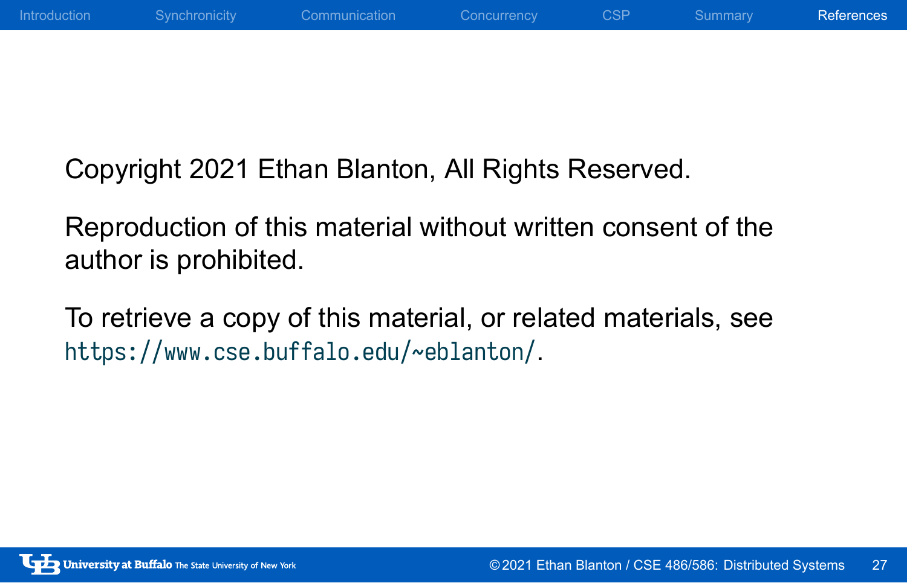Copyright 2021 Ethan Blanton, All Rights Reserved.

Reproduction of this material without written consent of the author is prohibited.

To retrieve a copy of this material, or related materials, see `https://www.cse.buffalo.edu/~eblanton/`.